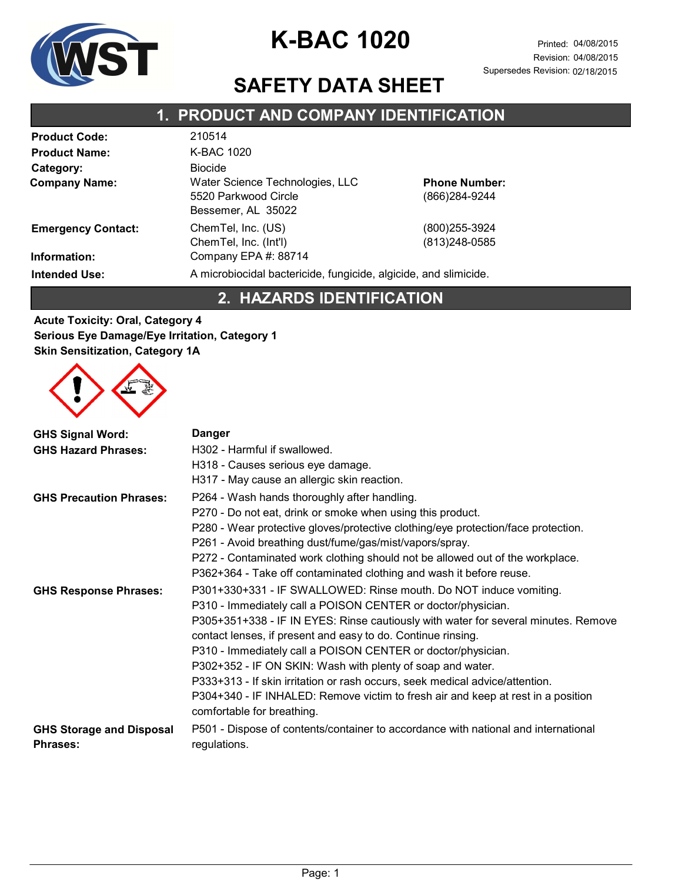# K-BAC 1020

Printed: 04/08/2015
Revision: 04/08/2015
Supersedes Revision: 02/18/2015

# SAFETY DATA SHEET

## 1. PRODUCT AND COMPANY IDENTIFICATION

| | | |
|---|---|---|
| **Product Code:** | 210514 | |
| **Product Name:** | K-BAC 1020 | |
| **Category:** | Biocide | |
| **Company Name:** | Water Science Technologies, LLC<br>5520 Parkwood Circle<br>Bessemer, AL 35022 | **Phone Number:**<br>(866)284-9244 |
| **Emergency Contact:** | ChemTel, Inc. (US)<br>ChemTel, Inc. (Int'l) | (800)255-3924<br>(813)248-0585 |
| **Information:** | Company EPA #: 88714 | |
| **Intended Use:** | A microbiocidal bactericide, fungicide, algicide, and slimicide. | |

## 2. HAZARDS IDENTIFICATION

**Acute Toxicity: Oral, Category 4**
**Serious Eye Damage/Eye Irritation, Category 1**
**Skin Sensitization, Category 1A**

**GHS Signal Word:** **Danger**

**GHS Hazard Phrases:**
- H302 - Harmful if swallowed.
- H318 - Causes serious eye damage.
- H317 - May cause an allergic skin reaction.

**GHS Precaution Phrases:**
- P264 - Wash hands thoroughly after handling.
- P270 - Do not eat, drink or smoke when using this product.
- P280 - Wear protective gloves/protective clothing/eye protection/face protection.
- P261 - Avoid breathing dust/fume/gas/mist/vapors/spray.
- P272 - Contaminated work clothing should not be allowed out of the workplace.
- P362+364 - Take off contaminated clothing and wash it before reuse.

**GHS Response Phrases:**
- P301+330+331 - IF SWALLOWED: Rinse mouth. Do NOT induce vomiting.
- P310 - Immediately call a POISON CENTER or doctor/physician.
- P305+351+338 - IF IN EYES: Rinse cautiously with water for several minutes. Remove contact lenses, if present and easy to do. Continue rinsing.
- P310 - Immediately call a POISON CENTER or doctor/physician.
- P302+352 - IF ON SKIN: Wash with plenty of soap and water.
- P333+313 - If skin irritation or rash occurs, seek medical advice/attention.
- P304+340 - IF INHALED: Remove victim to fresh air and keep at rest in a position comfortable for breathing.

**GHS Storage and Disposal Phrases:**
- P501 - Dispose of contents/container to accordance with national and international regulations.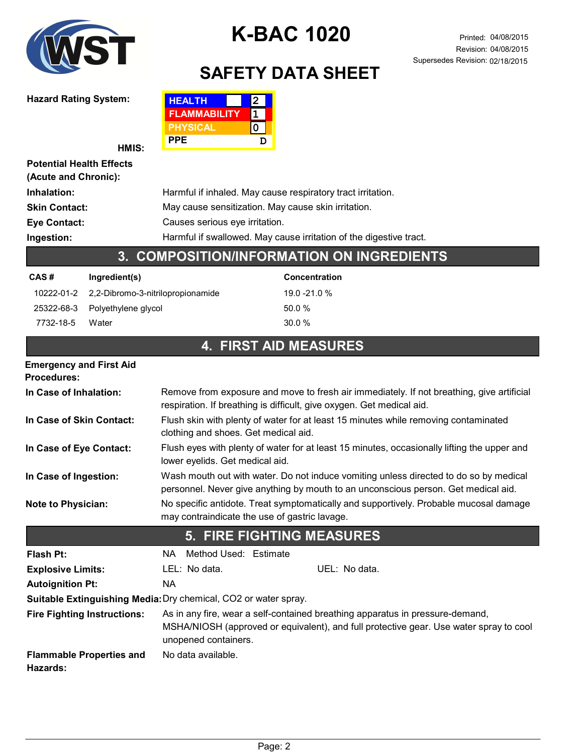# K-BAC 1020

Printed: 04/08/2015
Revision: 04/08/2015
Supersedes Revision: 02/18/2015

## SAFETY DATA SHEET

**Hazard Rating System:**

**HMIS:**

| | |
|---|---|
| HEALTH | 2 |
| FLAMMABILITY | 1 |
| PHYSICAL | 0 |
| PPE | D |

**Potential Health Effects (Acute and Chronic):**

**Inhalation:** Harmful if inhaled. May cause respiratory tract irritation.

**Skin Contact:** May cause sensitization. May cause skin irritation.

**Eye Contact:** Causes serious eye irritation.

**Ingestion:** Harmful if swallowed. May cause irritation of the digestive tract.

## 3. COMPOSITION/INFORMATION ON INGREDIENTS

| CAS # | Ingredient(s) | Concentration |
|---|---|---|
| 10222-01-2 | 2,2-Dibromo-3-nitrilopropionamide | 19.0 -21.0 % |
| 25322-68-3 | Polyethylene glycol | 50.0 % |
| 7732-18-5 | Water | 30.0 % |

## 4. FIRST AID MEASURES

**Emergency and First Aid Procedures:**

**In Case of Inhalation:** Remove from exposure and move to fresh air immediately. If not breathing, give artificial respiration. If breathing is difficult, give oxygen. Get medical aid.

**In Case of Skin Contact:** Flush skin with plenty of water for at least 15 minutes while removing contaminated clothing and shoes. Get medical aid.

**In Case of Eye Contact:** Flush eyes with plenty of water for at least 15 minutes, occasionally lifting the upper and lower eyelids. Get medical aid.

**In Case of Ingestion:** Wash mouth out with water. Do not induce vomiting unless directed to do so by medical personnel. Never give anything by mouth to an unconscious person. Get medical aid.

**Note to Physician:** No specific antidote. Treat symptomatically and supportively. Probable mucosal damage may contraindicate the use of gastric lavage.

## 5. FIRE FIGHTING MEASURES

**Flash Pt:** NA Method Used: Estimate

**Explosive Limits:** LEL: No data. UEL: No data.

**Autoignition Pt:** NA

**Suitable Extinguishing Media:** Dry chemical, CO2 or water spray.

**Fire Fighting Instructions:** As in any fire, wear a self-contained breathing apparatus in pressure-demand, MSHA/NIOSH (approved or equivalent), and full protective gear. Use water spray to cool unopened containers.

**Flammable Properties and Hazards:** No data available.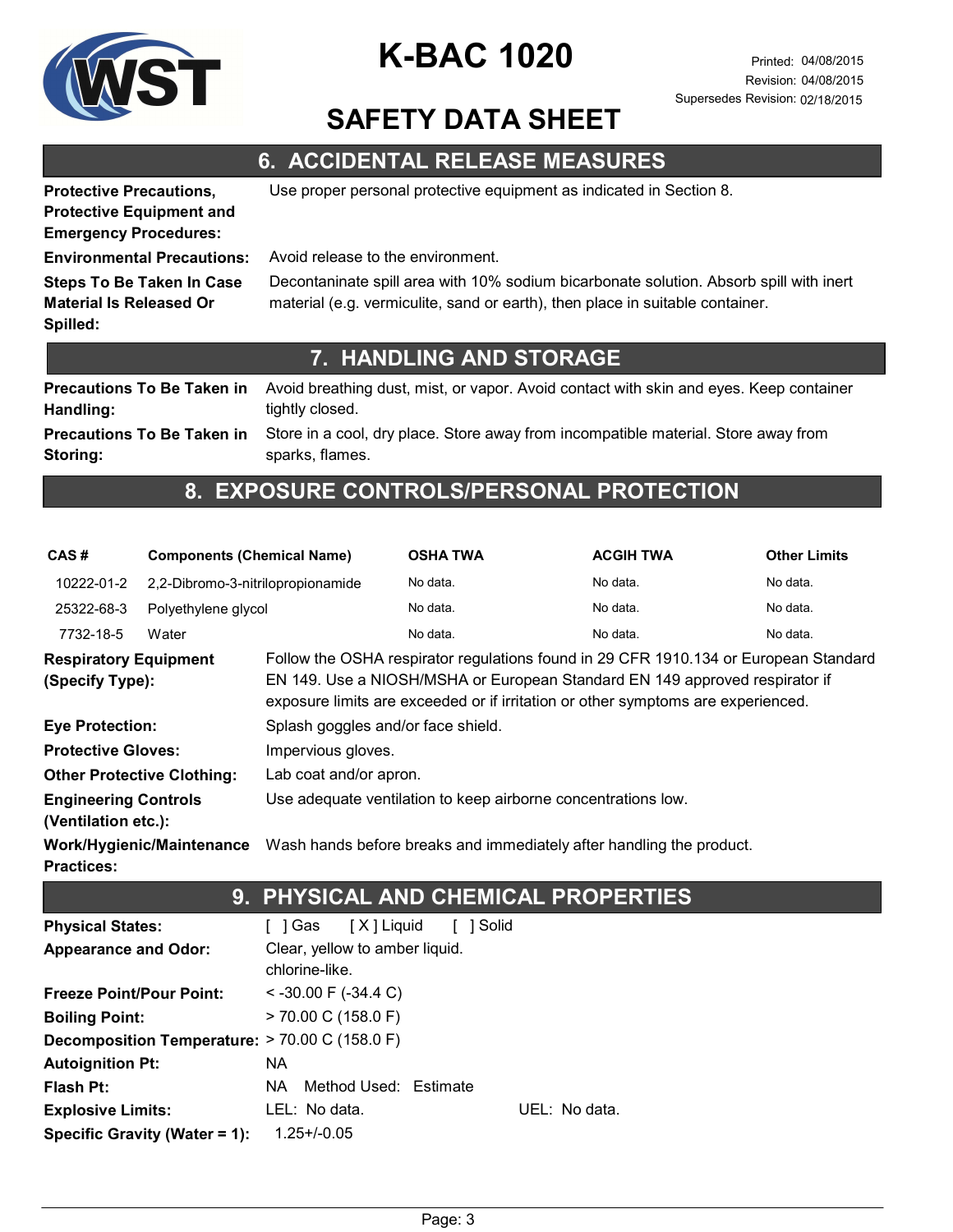## 6. ACCIDENTAL RELEASE MEASURES

**Protective Precautions, Protective Equipment and Emergency Procedures:** Use proper personal protective equipment as indicated in Section 8.

**Environmental Precautions:** Avoid release to the environment.

**Steps To Be Taken In Case Material Is Released Or Spilled:** Decontaninate spill area with 10% sodium bicarbonate solution. Absorb spill with inert material (e.g. vermiculite, sand or earth), then place in suitable container.

## 7. HANDLING AND STORAGE

**Precautions To Be Taken in Handling:** Avoid breathing dust, mist, or vapor. Avoid contact with skin and eyes. Keep container tightly closed.

**Precautions To Be Taken in Storing:** Store in a cool, dry place. Store away from incompatible material. Store away from sparks, flames.

## 8. EXPOSURE CONTROLS/PERSONAL PROTECTION

| CAS # | Components (Chemical Name) | OSHA TWA | ACGIH TWA | Other Limits |
|---|---|---|---|---|
| 10222-01-2 | 2,2-Dibromo-3-nitrilopropionamide | No data. | No data. | No data. |
| 25322-68-3 | Polyethylene glycol | No data. | No data. | No data. |
| 7732-18-5 | Water | No data. | No data. | No data. |

**Respiratory Equipment (Specify Type):** Follow the OSHA respirator regulations found in 29 CFR 1910.134 or European Standard EN 149. Use a NIOSH/MSHA or European Standard EN 149 approved respirator if exposure limits are exceeded or if irritation or other symptoms are experienced.

**Eye Protection:** Splash goggles and/or face shield.

**Protective Gloves:** Impervious gloves.

**Other Protective Clothing:** Lab coat and/or apron.

**Engineering Controls (Ventilation etc.):** Use adequate ventilation to keep airborne concentrations low.

**Work/Hygienic/Maintenance Practices:** Wash hands before breaks and immediately after handling the product.

## 9. PHYSICAL AND CHEMICAL PROPERTIES

**Physical States:** [ ] Gas [ X ] Liquid [ ] Solid

**Appearance and Odor:** Clear, yellow to amber liquid.
chlorine-like.

**Freeze Point/Pour Point:** < -30.00 F (-34.4 C)

**Boiling Point:** > 70.00 C (158.0 F)

**Decomposition Temperature:** > 70.00 C (158.0 F)

**Autoignition Pt:** NA

**Flash Pt:** NA Method Used: Estimate

**Explosive Limits:** LEL: No data. UEL: No data.

**Specific Gravity (Water = 1):** 1.25+/-0.05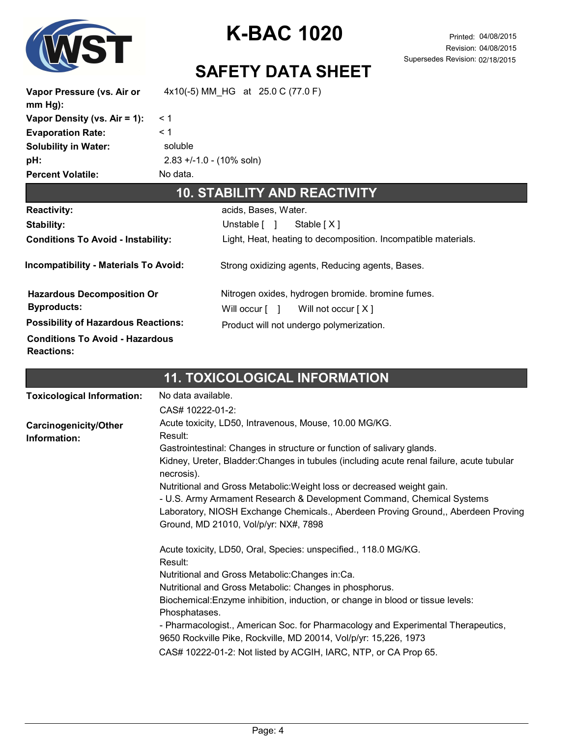| | |
|---|---|
| **Vapor Pressure (vs. Air or mm Hg):** | 4x10(-5) MM_HG at 25.0 C (77.0 F) |
| **Vapor Density (vs. Air = 1):** | < 1 |
| **Evaporation Rate:** | < 1 |
| **Solubility in Water:** | soluble |
| **pH:** | 2.83 +/-1.0 - (10% soln) |
| **Percent Volatile:** | No data. |

## 10. STABILITY AND REACTIVITY

| | |
|---|---|
| **Reactivity:** | acids, Bases, Water. |
| **Stability:** | Unstable [ ] Stable [ X ] |
| **Conditions To Avoid - Instability:** | Light, Heat, heating to decomposition. Incompatible materials. |
| **Incompatibility - Materials To Avoid:** | Strong oxidizing agents, Reducing agents, Bases. |
| **Hazardous Decomposition Or Byproducts:** | Nitrogen oxides, hydrogen bromide. bromine fumes. |
| **Possibility of Hazardous Reactions:** | Will occur [ ] Will not occur [ X ] |
| | Product will not undergo polymerization. |
| **Conditions To Avoid - Hazardous Reactions:** | |

## 11. TOXICOLOGICAL INFORMATION

**Toxicological Information:** No data available.

**Carcinogenicity/Other Information:**

CAS# 10222-01-2:

Acute toxicity, LD50, Intravenous, Mouse, 10.00 MG/KG.

Result:

Gastrointestinal: Changes in structure or function of salivary glands.

Kidney, Ureter, Bladder:Changes in tubules (including acute renal failure, acute tubular necrosis).

Nutritional and Gross Metabolic:Weight loss or decreased weight gain.

- U.S. Army Armament Research & Development Command, Chemical Systems Laboratory, NIOSH Exchange Chemicals., Aberdeen Proving Ground,, Aberdeen Proving Ground, MD 21010, Vol/p/yr: NX#, 7898

Acute toxicity, LD50, Oral, Species: unspecified., 118.0 MG/KG.

Result:

Nutritional and Gross Metabolic:Changes in:Ca.

Nutritional and Gross Metabolic: Changes in phosphorus.

Biochemical:Enzyme inhibition, induction, or change in blood or tissue levels: Phosphatases.

- Pharmacologist., American Soc. for Pharmacology and Experimental Therapeutics, 9650 Rockville Pike, Rockville, MD 20014, Vol/p/yr: 15,226, 1973

CAS# 10222-01-2: Not listed by ACGIH, IARC, NTP, or CA Prop 65.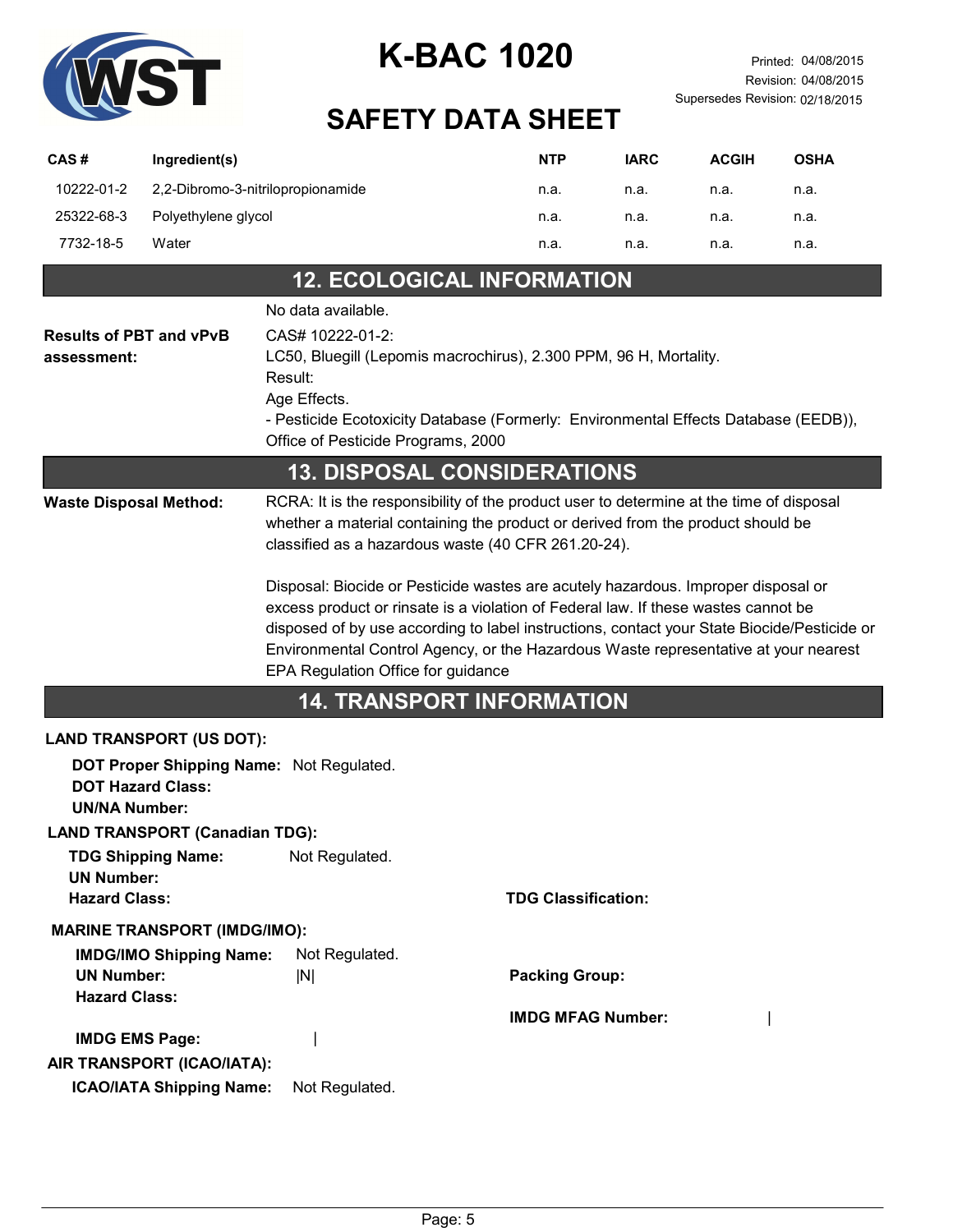# K-BAC 1020

## SAFETY DATA SHEET

Printed: 04/08/2015
Revision: 04/08/2015
Supersedes Revision: 02/18/2015

| CAS # | Ingredient(s) | NTP | IARC | ACGIH | OSHA |
|---|---|---|---|---|---|
| 10222-01-2 | 2,2-Dibromo-3-nitrilopropionamide | n.a. | n.a. | n.a. | n.a. |
| 25322-68-3 | Polyethylene glycol | n.a. | n.a. | n.a. | n.a. |
| 7732-18-5 | Water | n.a. | n.a. | n.a. | n.a. |

## 12. ECOLOGICAL INFORMATION

No data available.

**Results of PBT and vPvB assessment:**

CAS# 10222-01-2:
LC50, Bluegill (Lepomis macrochirus), 2.300 PPM, 96 H, Mortality.
Result:
Age Effects.
- Pesticide Ecotoxicity Database (Formerly: Environmental Effects Database (EEDB)), Office of Pesticide Programs, 2000

## 13. DISPOSAL CONSIDERATIONS

**Waste Disposal Method:**

RCRA: It is the responsibility of the product user to determine at the time of disposal whether a material containing the product or derived from the product should be classified as a hazardous waste (40 CFR 261.20-24).

Disposal: Biocide or Pesticide wastes are acutely hazardous. Improper disposal or excess product or rinsate is a violation of Federal law. If these wastes cannot be disposed of by use according to label instructions, contact your State Biocide/Pesticide or Environmental Control Agency, or the Hazardous Waste representative at your nearest EPA Regulation Office for guidance

## 14. TRANSPORT INFORMATION

**LAND TRANSPORT (US DOT):**

**DOT Proper Shipping Name:** Not Regulated.
**DOT Hazard Class:**
**UN/NA Number:**

**LAND TRANSPORT (Canadian TDG):**

**TDG Shipping Name:** Not Regulated.
**UN Number:**
**Hazard Class:**
**TDG Classification:**

**MARINE TRANSPORT (IMDG/IMO):**

**IMDG/IMO Shipping Name:** Not Regulated.
**UN Number:** |N|
**Packing Group:**
**Hazard Class:**
**IMDG MFAG Number:** |
**IMDG EMS Page:** |

**AIR TRANSPORT (ICAO/IATA):**

**ICAO/IATA Shipping Name:** Not Regulated.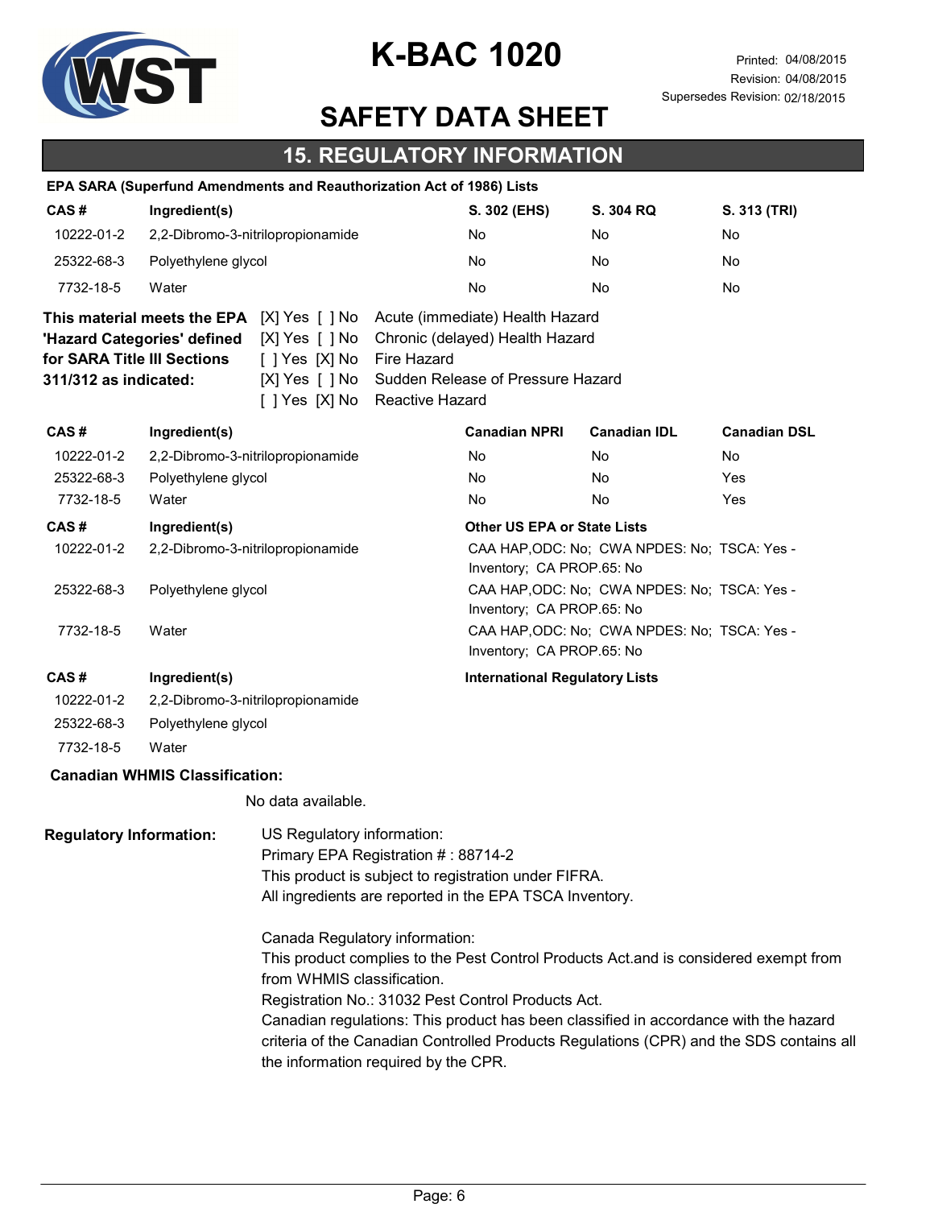## 15. REGULATORY INFORMATION

**EPA SARA (Superfund Amendments and Reauthorization Act of 1986) Lists**

| CAS # | Ingredient(s) | S. 302 (EHS) | S. 304 RQ | S. 313 (TRI) |
|---|---|---|---|---|
| 10222-01-2 | 2,2-Dibromo-3-nitrilopropionamide | No | No | No |
| 25322-68-3 | Polyethylene glycol | No | No | No |
| 7732-18-5 | Water | No | No | No |

**This material meets the EPA 'Hazard Categories' defined for SARA Title III Sections 311/312 as indicated:**

[X] Yes [ ] No Acute (immediate) Health Hazard
[X] Yes [ ] No Chronic (delayed) Health Hazard
[ ] Yes [X] No Fire Hazard
[X] Yes [ ] No Sudden Release of Pressure Hazard
[ ] Yes [X] No Reactive Hazard

| CAS # | Ingredient(s) | Canadian NPRI | Canadian IDL | Canadian DSL |
|---|---|---|---|---|
| 10222-01-2 | 2,2-Dibromo-3-nitrilopropionamide | No | No | No |
| 25322-68-3 | Polyethylene glycol | No | No | Yes |
| 7732-18-5 | Water | No | No | Yes |

| CAS # | Ingredient(s) | Other US EPA or State Lists |
|---|---|---|
| 10222-01-2 | 2,2-Dibromo-3-nitrilopropionamide | CAA HAP,ODC: No; CWA NPDES: No; TSCA: Yes - Inventory; CA PROP.65: No |
| 25322-68-3 | Polyethylene glycol | CAA HAP,ODC: No; CWA NPDES: No; TSCA: Yes - Inventory; CA PROP.65: No |
| 7732-18-5 | Water | CAA HAP,ODC: No; CWA NPDES: No; TSCA: Yes - Inventory; CA PROP.65: No |

| CAS # | Ingredient(s) | International Regulatory Lists |
|---|---|---|
| 10222-01-2 | 2,2-Dibromo-3-nitrilopropionamide | |
| 25322-68-3 | Polyethylene glycol | |
| 7732-18-5 | Water | |

**Canadian WHMIS Classification:**

No data available.

**Regulatory Information:**

US Regulatory information:
Primary EPA Registration # : 88714-2
This product is subject to registration under FIFRA.
All ingredients are reported in the EPA TSCA Inventory.

Canada Regulatory information:
This product complies to the Pest Control Products Act.and is considered exempt from from WHMIS classification.
Registration No.: 31032 Pest Control Products Act.
Canadian regulations: This product has been classified in accordance with the hazard criteria of the Canadian Controlled Products Regulations (CPR) and the SDS contains all the information required by the CPR.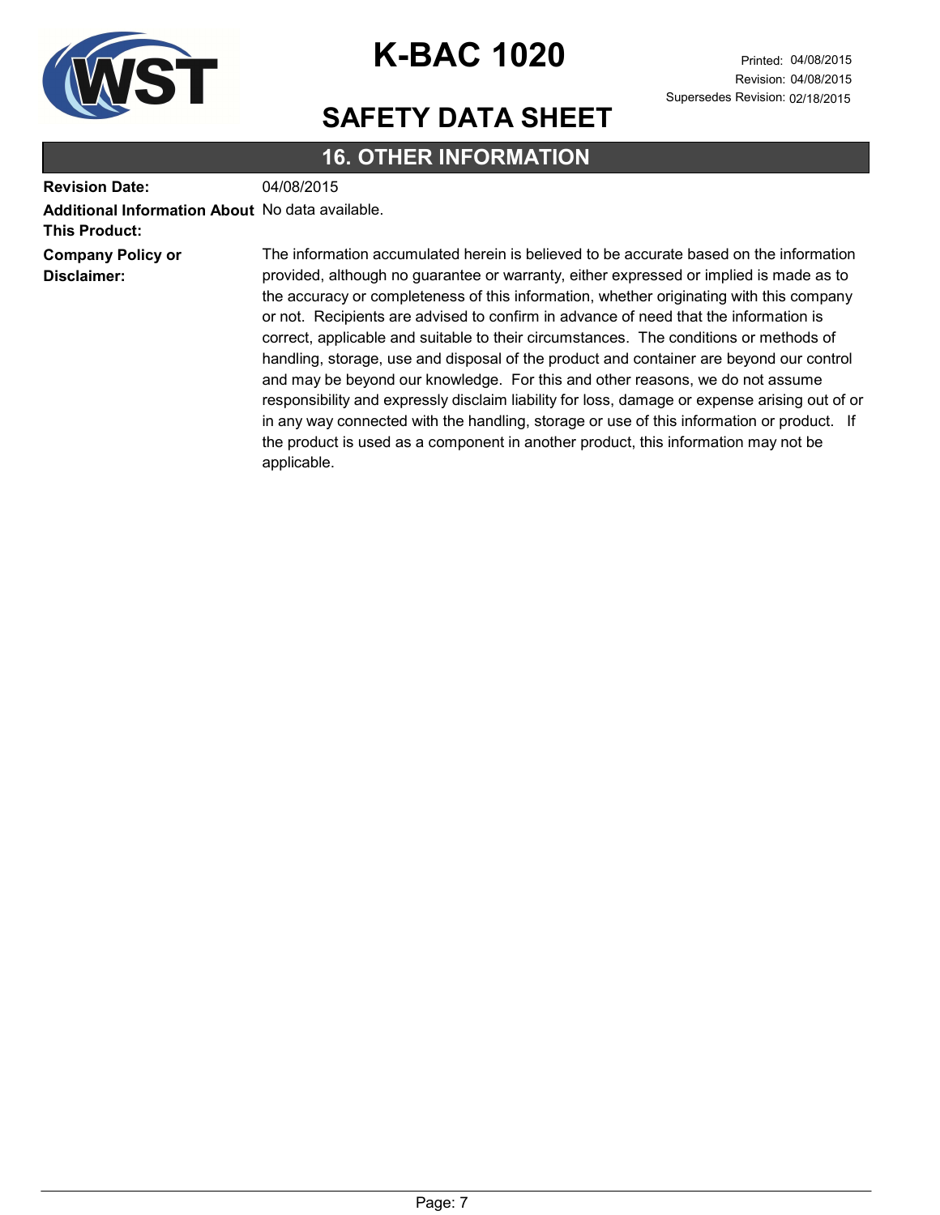# K-BAC 1020

Printed: 04/08/2015
Revision: 04/08/2015
Supersedes Revision: 02/18/2015

# SAFETY DATA SHEET

## 16. OTHER INFORMATION

| | |
|---|---|
| **Revision Date:** | 04/08/2015 |
| **Additional Information About This Product:** | No data available. |
| **Company Policy or Disclaimer:** | The information accumulated herein is believed to be accurate based on the information provided, although no guarantee or warranty, either expressed or implied is made as to the accuracy or completeness of this information, whether originating with this company or not. Recipients are advised to confirm in advance of need that the information is correct, applicable and suitable to their circumstances. The conditions or methods of handling, storage, use and disposal of the product and container are beyond our control and may be beyond our knowledge. For this and other reasons, we do not assume responsibility and expressly disclaim liability for loss, damage or expense arising out of or in any way connected with the handling, storage or use of this information or product. If the product is used as a component in another product, this information may not be applicable. |